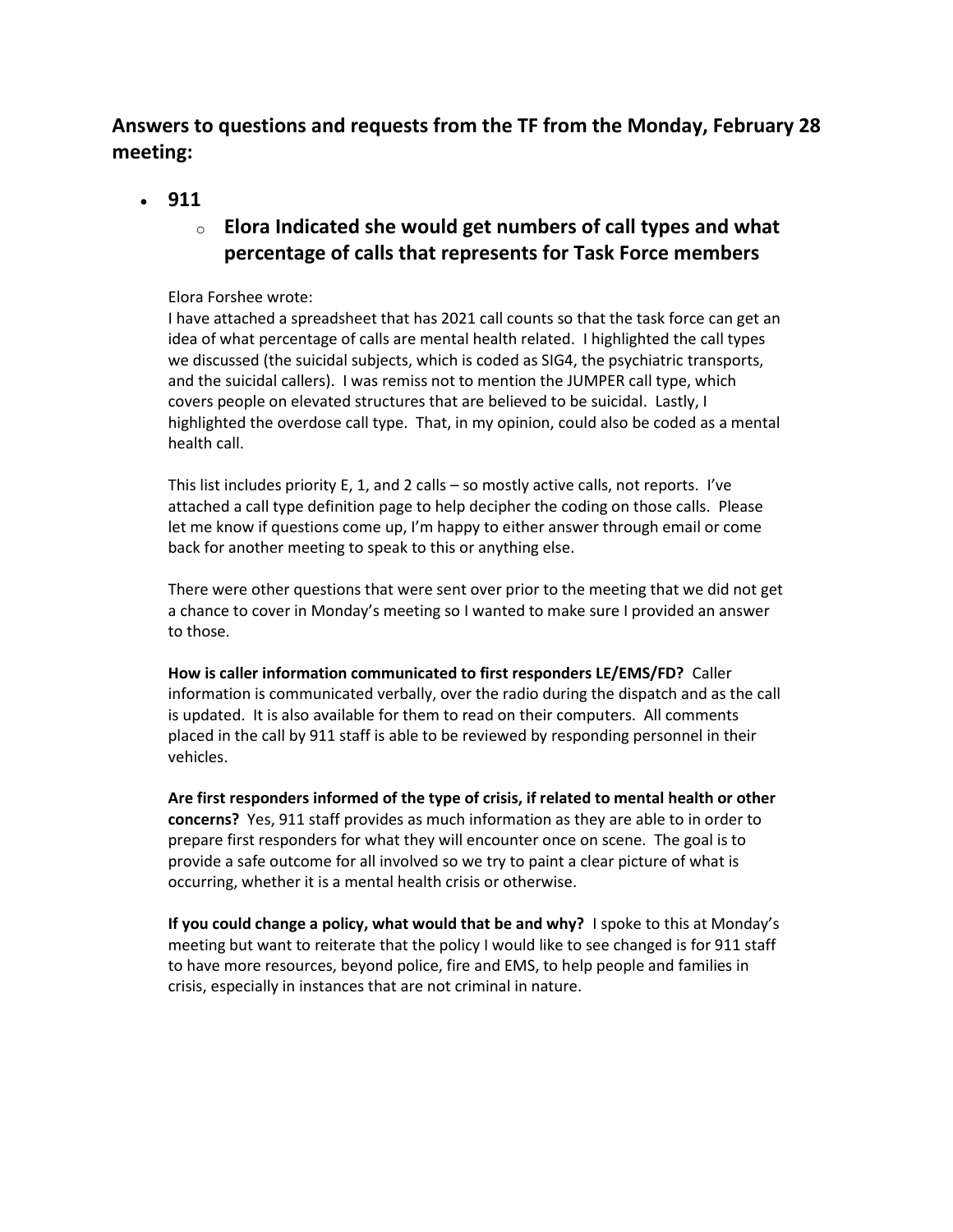## Answers to questions and requests from the TF from the Monday, February 28 meeting:

- **911**
  - **Elora Indicated she would get numbers of call types and what percentage of calls that represents for Task Force members**

Elora Forshee wrote:
I have attached a spreadsheet that has 2021 call counts so that the task force can get an idea of what percentage of calls are mental health related. I highlighted the call types we discussed (the suicidal subjects, which is coded as SIG4, the psychiatric transports, and the suicidal callers). I was remiss not to mention the JUMPER call type, which covers people on elevated structures that are believed to be suicidal. Lastly, I highlighted the overdose call type. That, in my opinion, could also be coded as a mental health call.

This list includes priority E, 1, and 2 calls – so mostly active calls, not reports. I've attached a call type definition page to help decipher the coding on those calls. Please let me know if questions come up, I'm happy to either answer through email or come back for another meeting to speak to this or anything else.

There were other questions that were sent over prior to the meeting that we did not get a chance to cover in Monday's meeting so I wanted to make sure I provided an answer to those.

**How is caller information communicated to first responders LE/EMS/FD?** Caller information is communicated verbally, over the radio during the dispatch and as the call is updated. It is also available for them to read on their computers. All comments placed in the call by 911 staff is able to be reviewed by responding personnel in their vehicles.

**Are first responders informed of the type of crisis, if related to mental health or other concerns?** Yes, 911 staff provides as much information as they are able to in order to prepare first responders for what they will encounter once on scene. The goal is to provide a safe outcome for all involved so we try to paint a clear picture of what is occurring, whether it is a mental health crisis or otherwise.

**If you could change a policy, what would that be and why?** I spoke to this at Monday's meeting but want to reiterate that the policy I would like to see changed is for 911 staff to have more resources, beyond police, fire and EMS, to help people and families in crisis, especially in instances that are not criminal in nature.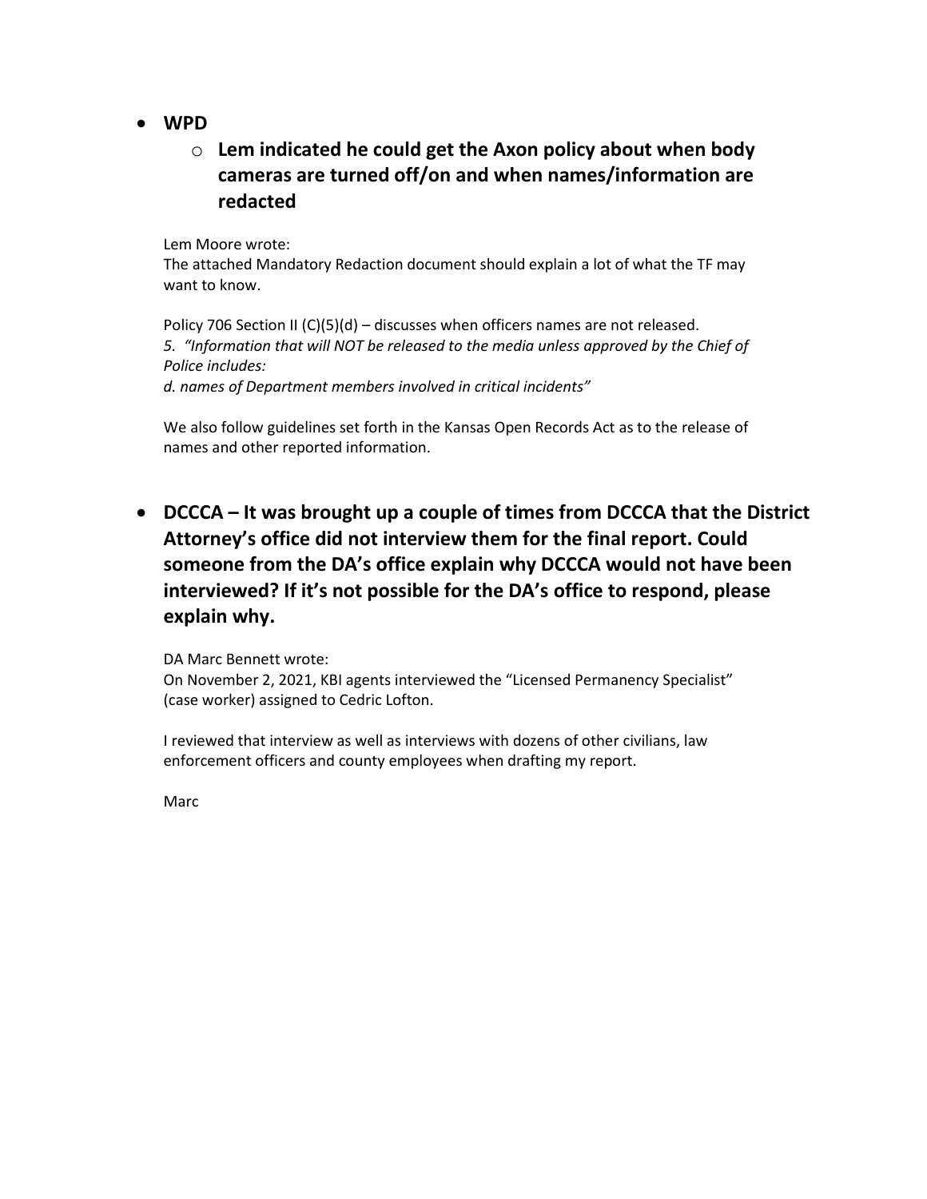- **WPD**
  - **Lem indicated he could get the Axon policy about when body cameras are turned off/on and when names/information are redacted**

Lem Moore wrote:
The attached Mandatory Redaction document should explain a lot of what the TF may want to know.

Policy 706 Section II (C)(5)(d) – discusses when officers names are not released.
*5. "Information that will NOT be released to the media unless approved by the Chief of Police includes:*
*d. names of Department members involved in critical incidents"*

We also follow guidelines set forth in the Kansas Open Records Act as to the release of names and other reported information.

- **DCCCA – It was brought up a couple of times from DCCCA that the District Attorney's office did not interview them for the final report. Could someone from the DA's office explain why DCCCA would not have been interviewed? If it's not possible for the DA's office to respond, please explain why.**

DA Marc Bennett wrote:
On November 2, 2021, KBI agents interviewed the "Licensed Permanency Specialist" (case worker) assigned to Cedric Lofton.

I reviewed that interview as well as interviews with dozens of other civilians, law enforcement officers and county employees when drafting my report.

Marc